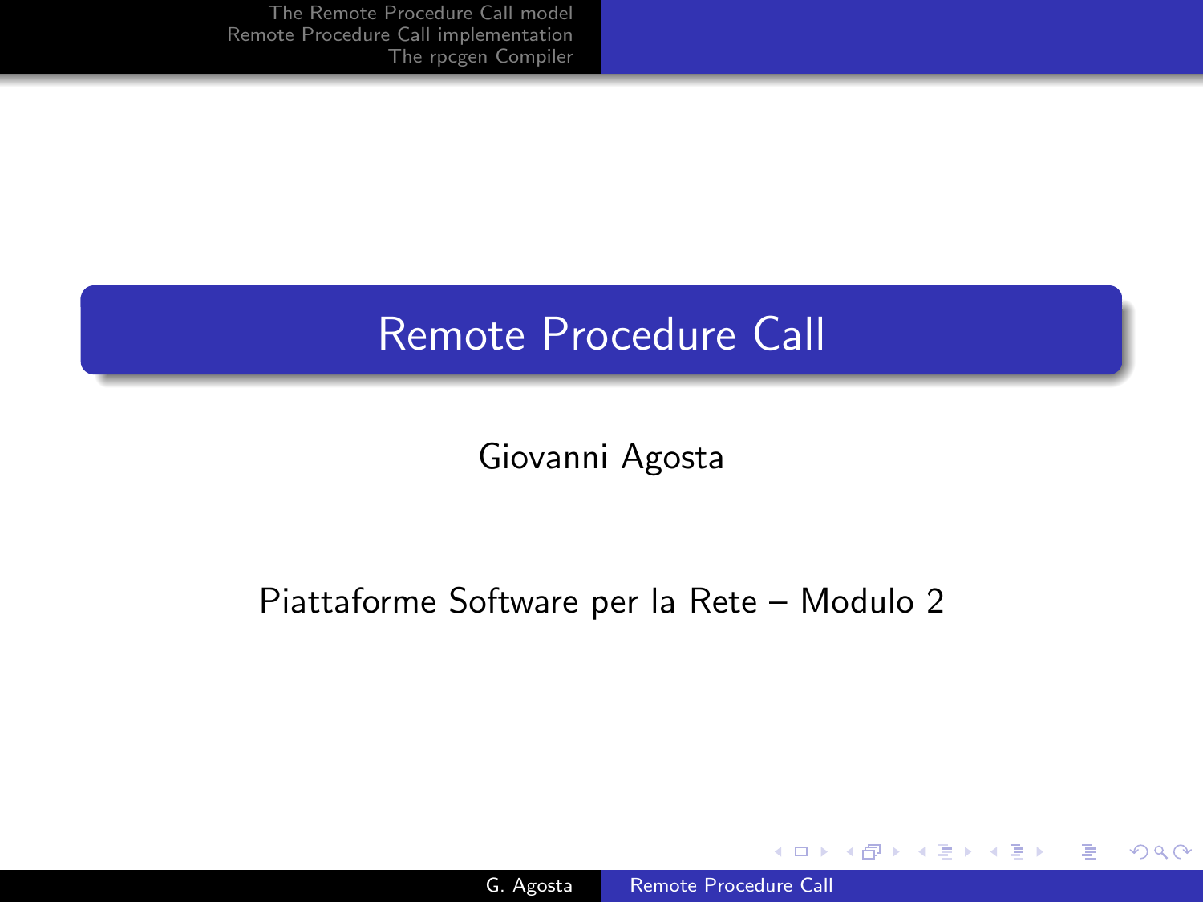# Remote Procedure Call

Giovanni Agosta

Piattaforme Software per la Rete – Modulo 2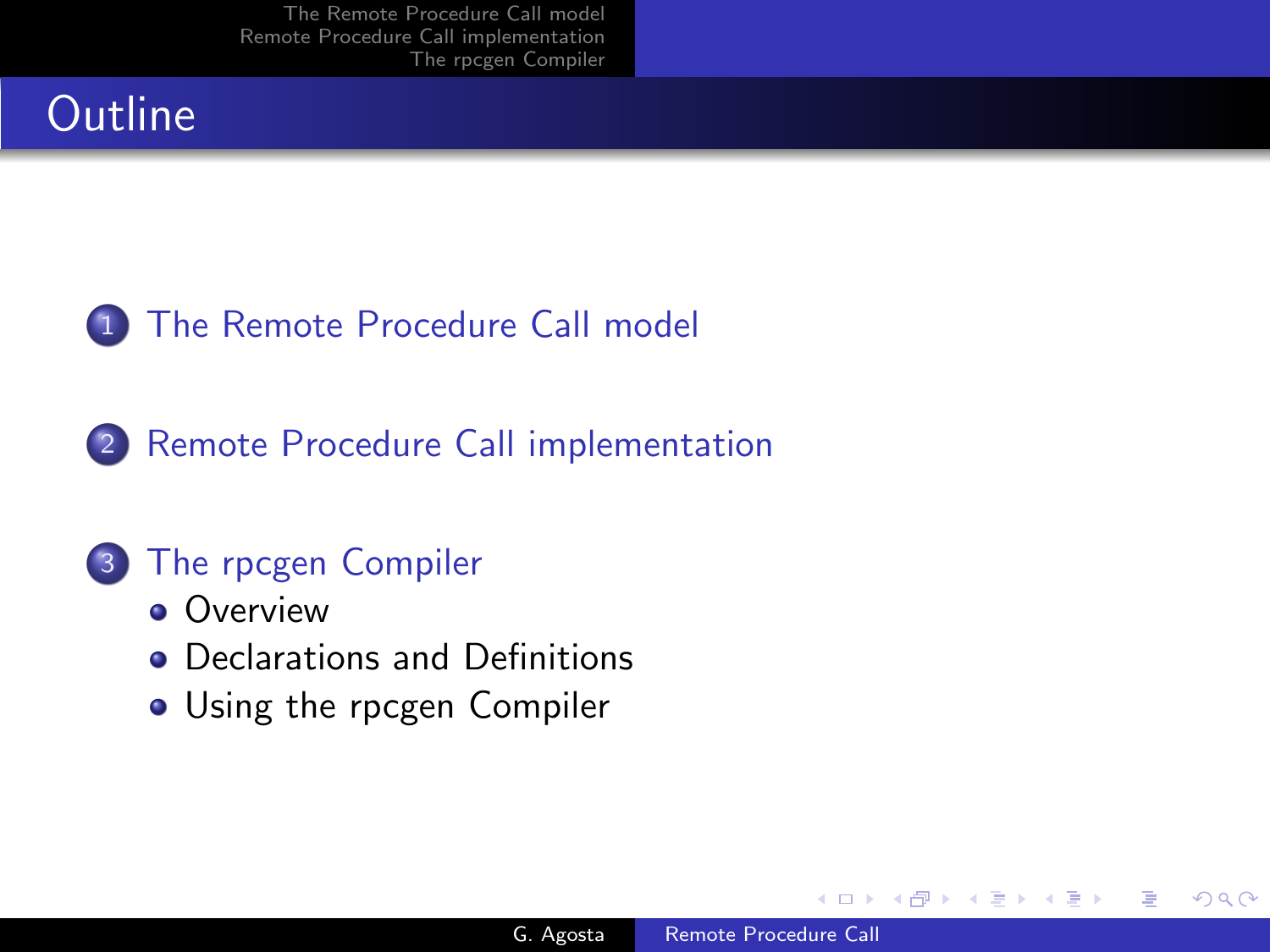# Outline

1. The Remote Procedure Call model
2. Remote Procedure Call implementation
3. The rpcgen Compiler
   - Overview
   - Declarations and Definitions
   - Using the rpcgen Compiler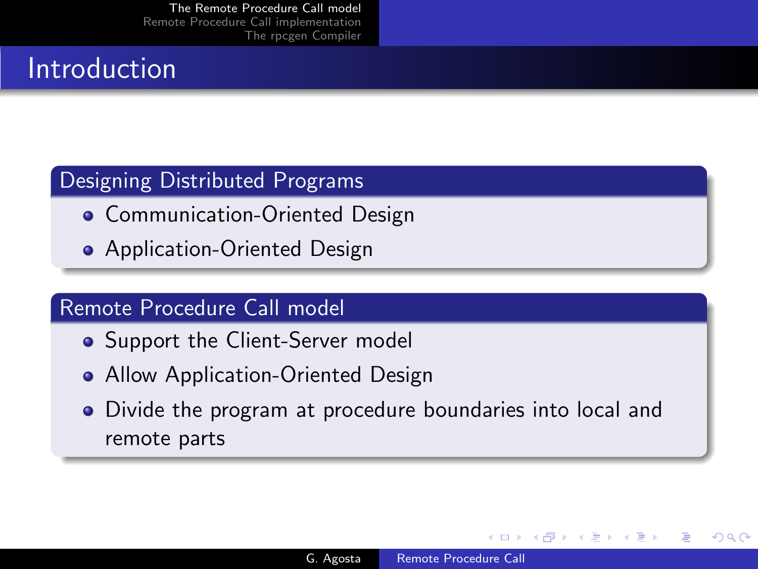# Introduction

## Designing Distributed Programs

- Communication-Oriented Design
- Application-Oriented Design

## Remote Procedure Call model

- Support the Client-Server model
- Allow Application-Oriented Design
- Divide the program at procedure boundaries into local and remote parts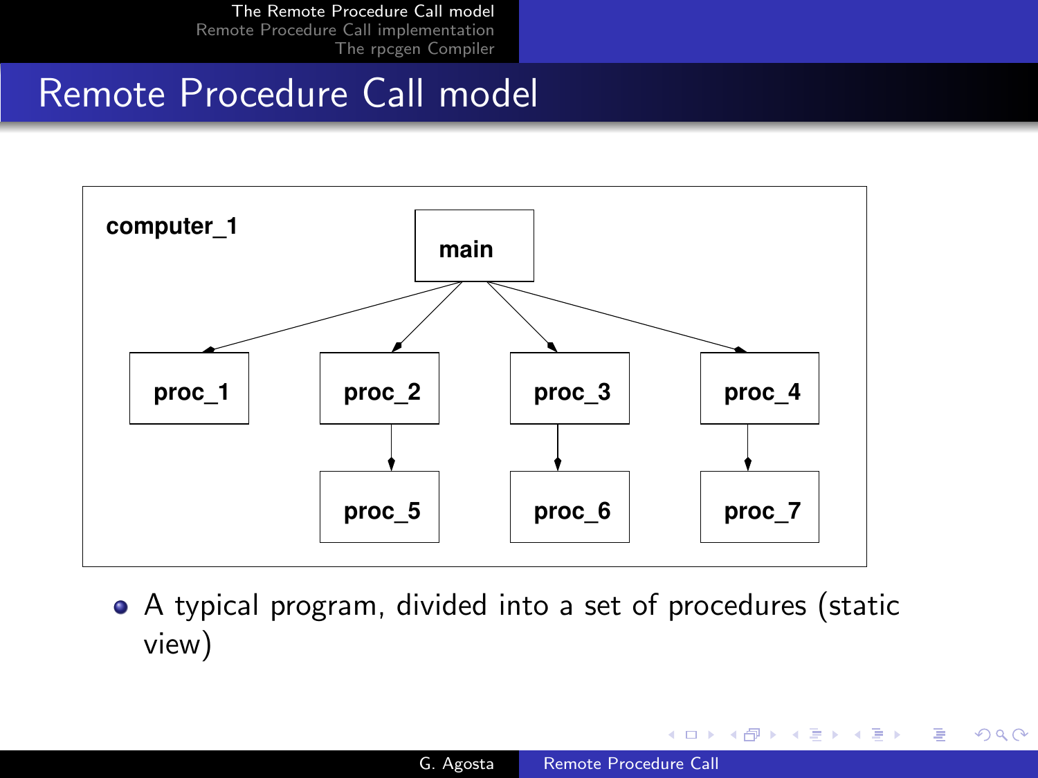# Remote Procedure Call model

computer_1

main

proc_1 proc_2 proc_3 proc_4

proc_5 proc_6 proc_7

- A typical program, divided into a set of procedures (static view)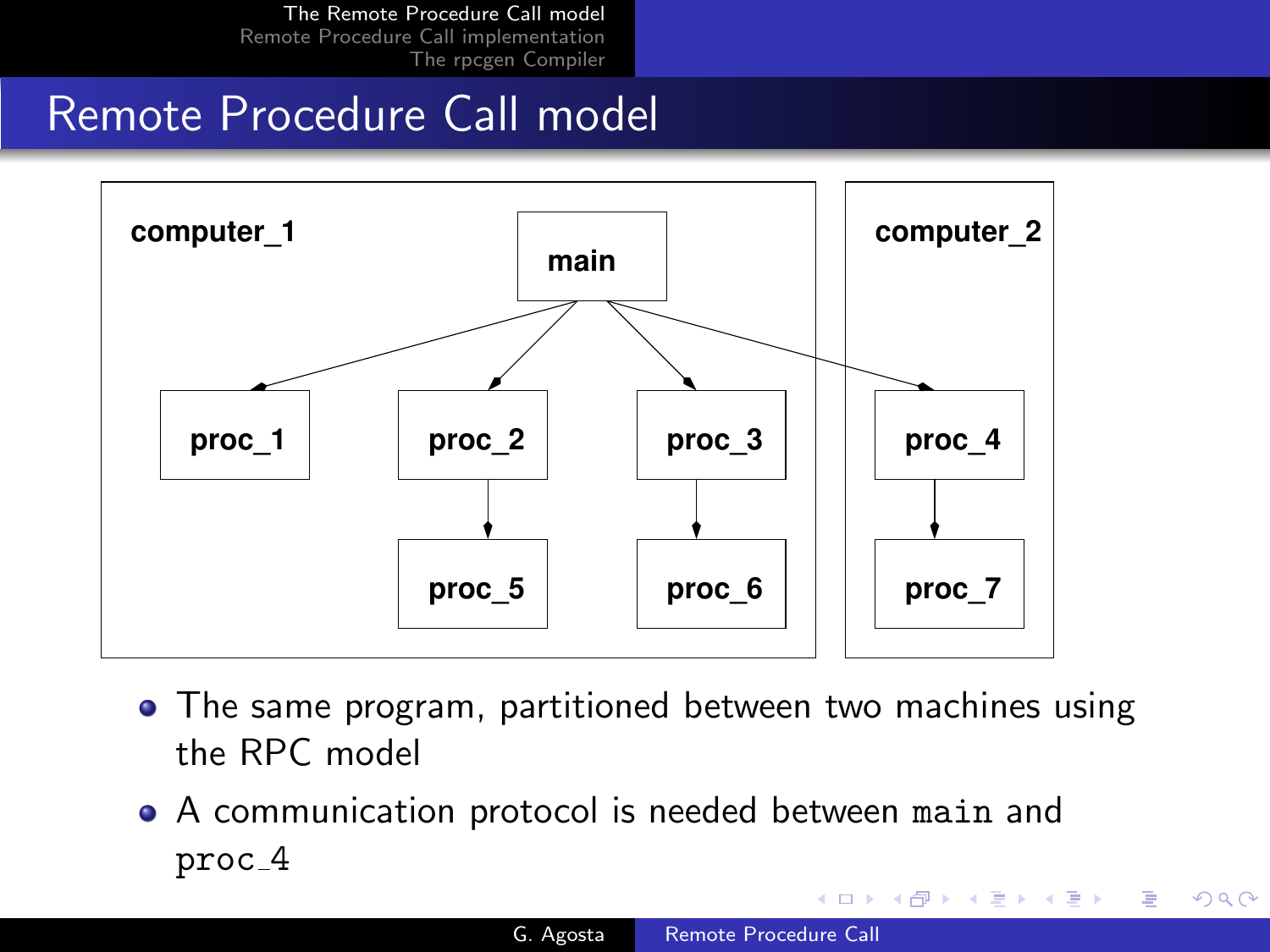# Remote Procedure Call model

computer_1

main

proc_1

proc_2

proc_3

proc_5

proc_6

computer_2

proc_4

proc_7

- The same program, partitioned between two machines using the RPC model
- A communication protocol is needed between `main` and `proc_4`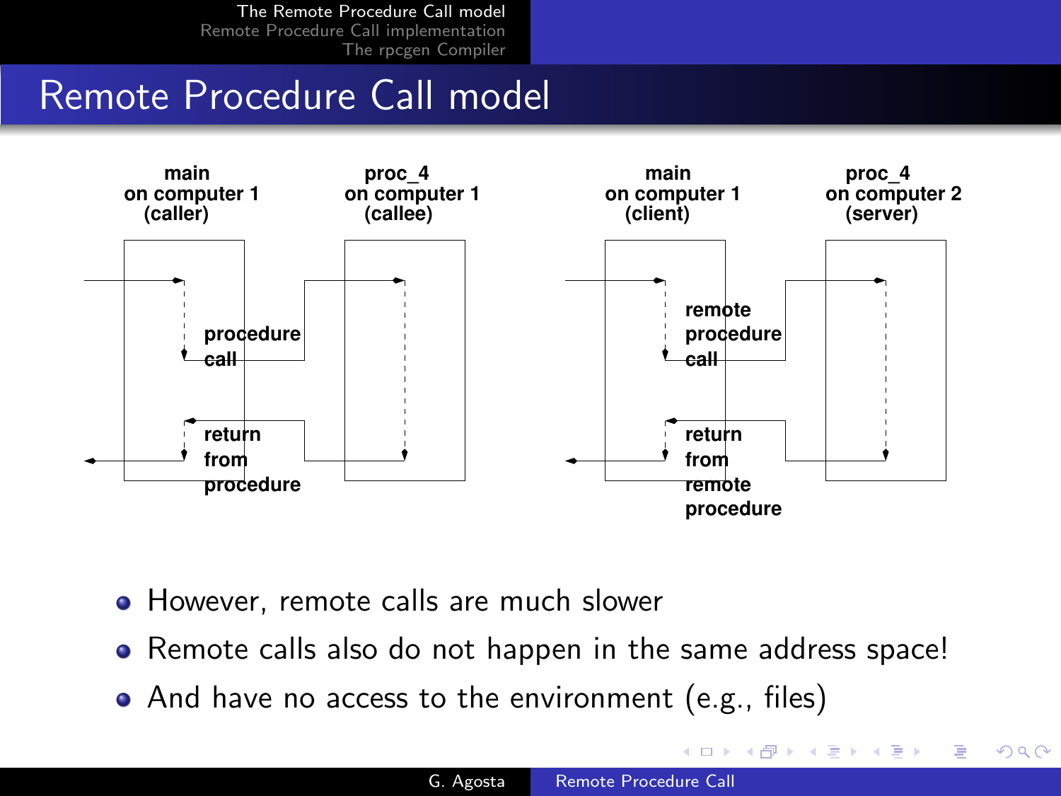# Remote Procedure Call model

main on computer 1 (caller) | proc_4 on computer 1 (callee) | main on computer 1 (client) | proc_4 on computer 2 (server)

procedure call

return from procedure

remote procedure call

return from remote procedure

- However, remote calls are much slower
- Remote calls also do not happen in the same address space!
- And have no access to the environment (e.g., files)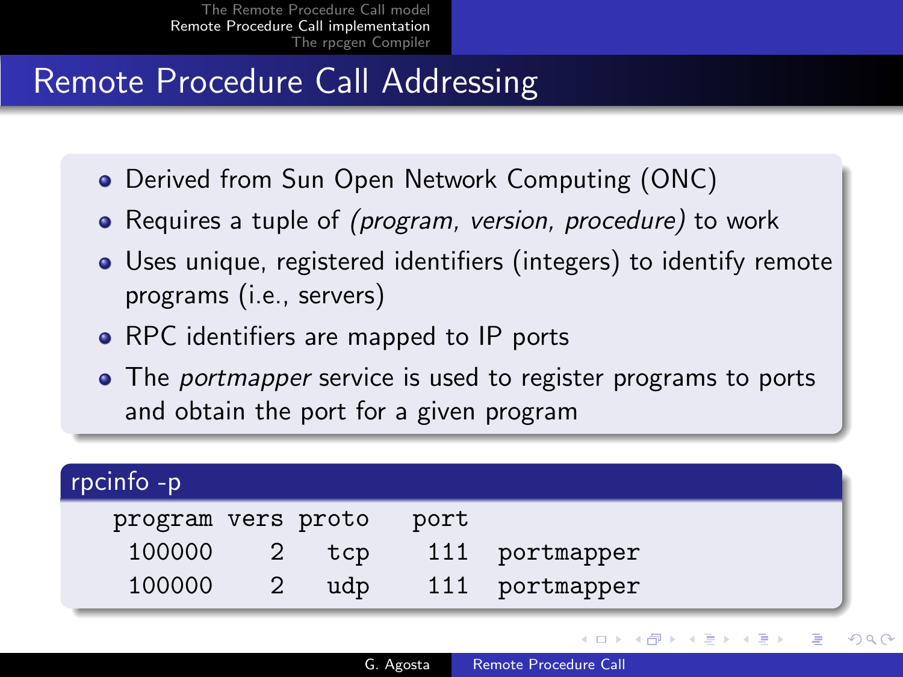# Remote Procedure Call Addressing

- Derived from Sun Open Network Computing (ONC)
- Requires a tuple of *(program, version, procedure)* to work
- Uses unique, registered identifiers (integers) to identify remote programs (i.e., servers)
- RPC identifiers are mapped to IP ports
- The *portmapper* service is used to register programs to ports and obtain the port for a given program

## rpcinfo -p

```
program vers proto   port
 100000     2   tcp    111  portmapper
 100000     2   udp    111  portmapper
```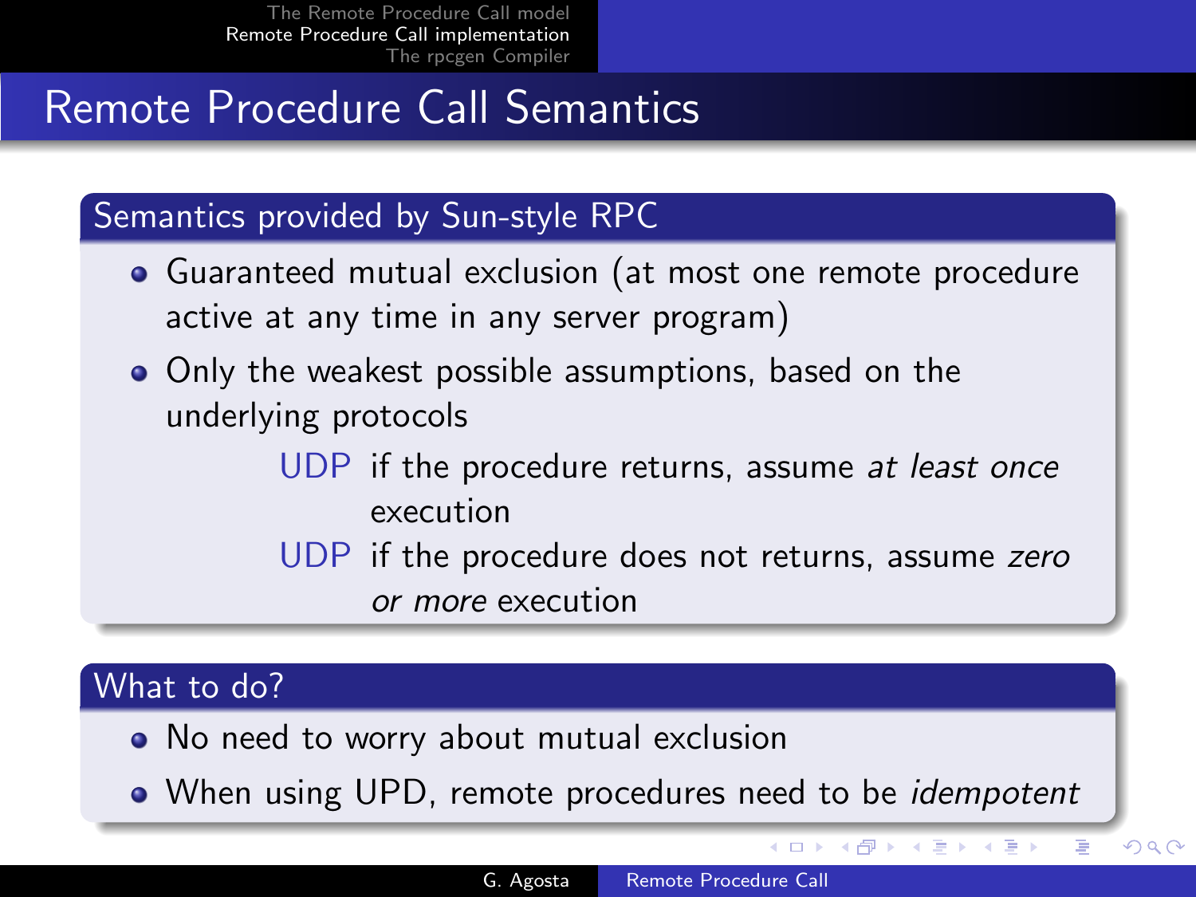# Remote Procedure Call Semantics

## Semantics provided by Sun-style RPC

- Guaranteed mutual exclusion (at most one remote procedure active at any time in any server program)
- Only the weakest possible assumptions, based on the underlying protocols
  - **UDP** if the procedure returns, assume *at least once* execution
  - **UDP** if the procedure does not returns, assume *zero or more* execution

## What to do?

- No need to worry about mutual exclusion
- When using UPD, remote procedures need to be *idempotent*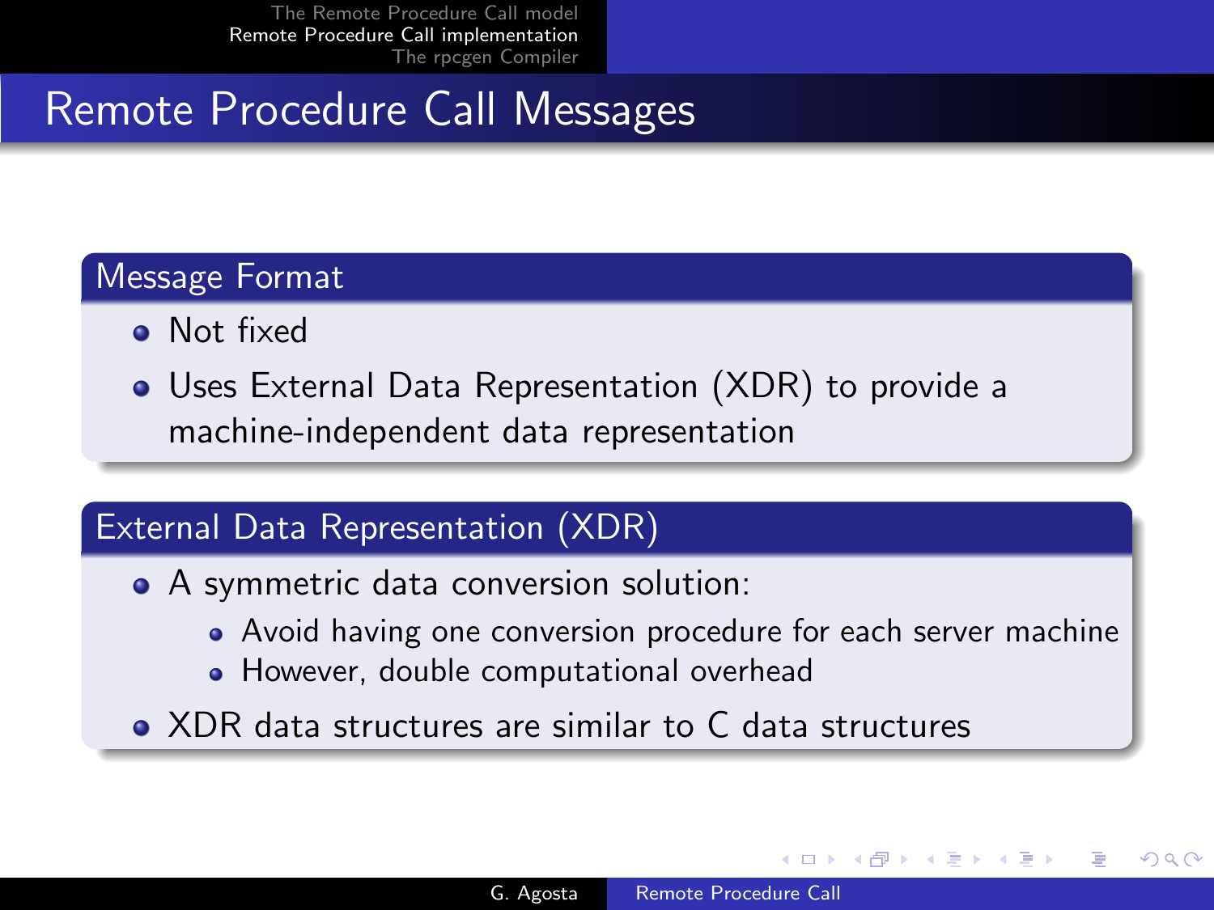# Remote Procedure Call Messages

## Message Format

- Not fixed
- Uses External Data Representation (XDR) to provide a machine-independent data representation

## External Data Representation (XDR)

- A symmetric data conversion solution:
  - Avoid having one conversion procedure for each server machine
  - However, double computational overhead
- XDR data structures are similar to C data structures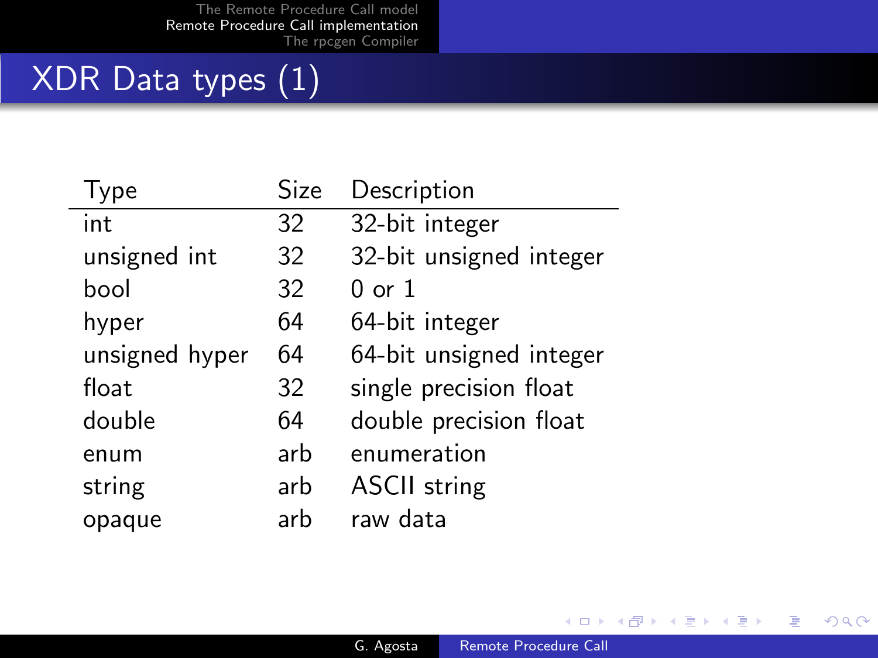# XDR Data types (1)

| Type | Size | Description |
|---|---|---|
| int | 32 | 32-bit integer |
| unsigned int | 32 | 32-bit unsigned integer |
| bool | 32 | 0 or 1 |
| hyper | 64 | 64-bit integer |
| unsigned hyper | 64 | 64-bit unsigned integer |
| float | 32 | single precision float |
| double | 64 | double precision float |
| enum | arb | enumeration |
| string | arb | ASCII string |
| opaque | arb | raw data |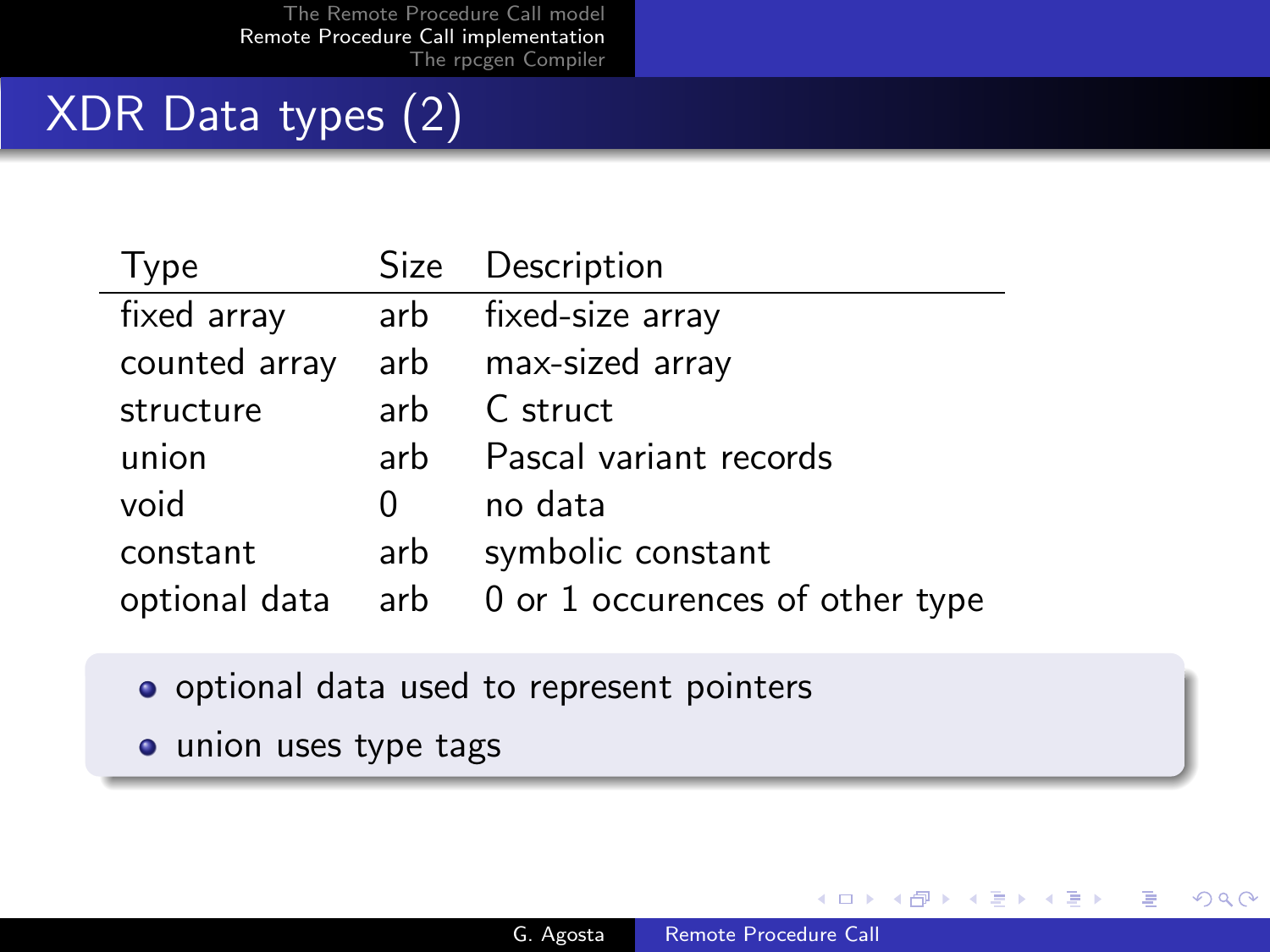# XDR Data types (2)

| Type | Size | Description |
|---|---|---|
| fixed array | arb | fixed-size array |
| counted array | arb | max-sized array |
| structure | arb | C struct |
| union | arb | Pascal variant records |
| void | 0 | no data |
| constant | arb | symbolic constant |
| optional data | arb | 0 or 1 occurences of other type |

- optional data used to represent pointers
- union uses type tags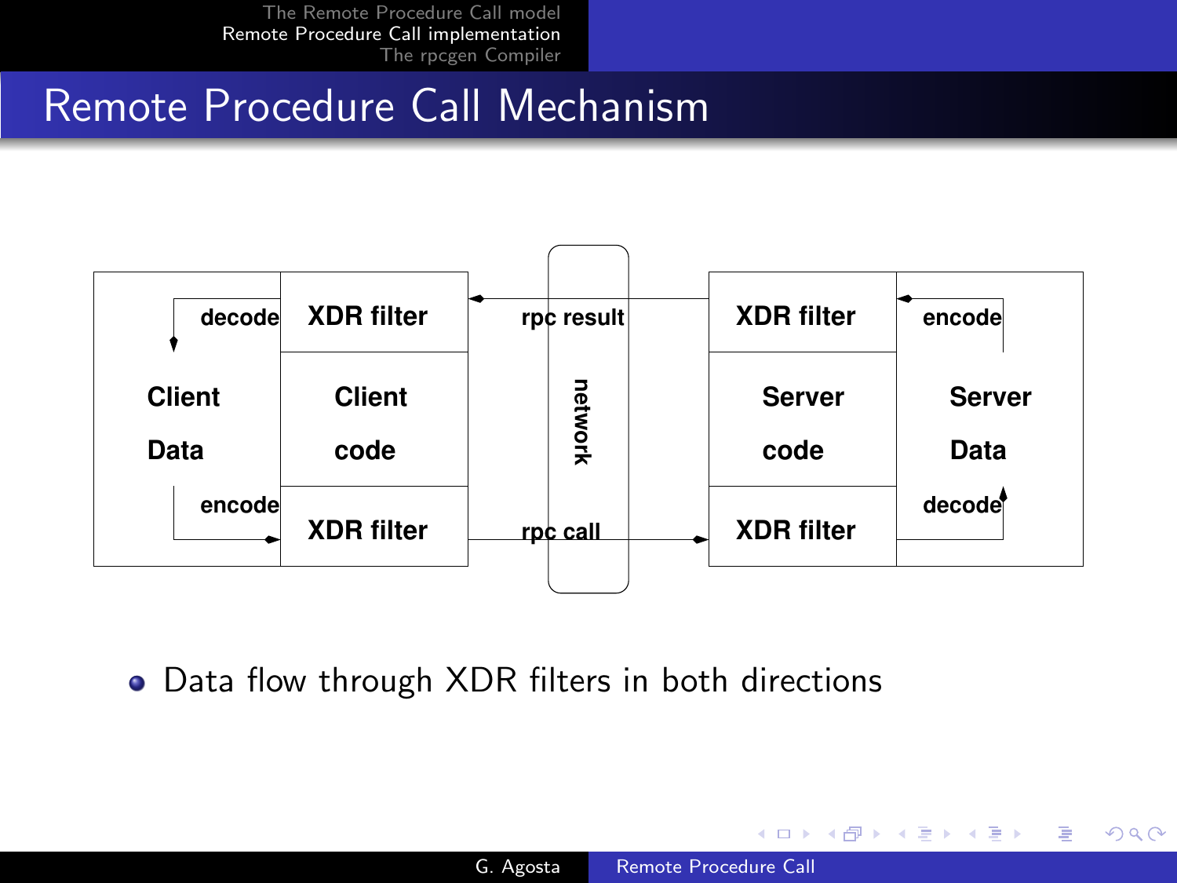# Remote Procedure Call Mechanism

| Client Data | XDR filter / Client code / XDR filter | network | XDR filter / Server code / XDR filter | Server Data |
|---|---|---|---|---|
| decode ← | XDR filter | ← rpc result | XDR filter | ← encode |
| Client Data | Client code | network | Server code | Server Data |
| encode → | XDR filter | rpc call → | XDR filter | → decode |

- Data flow through XDR filters in both directions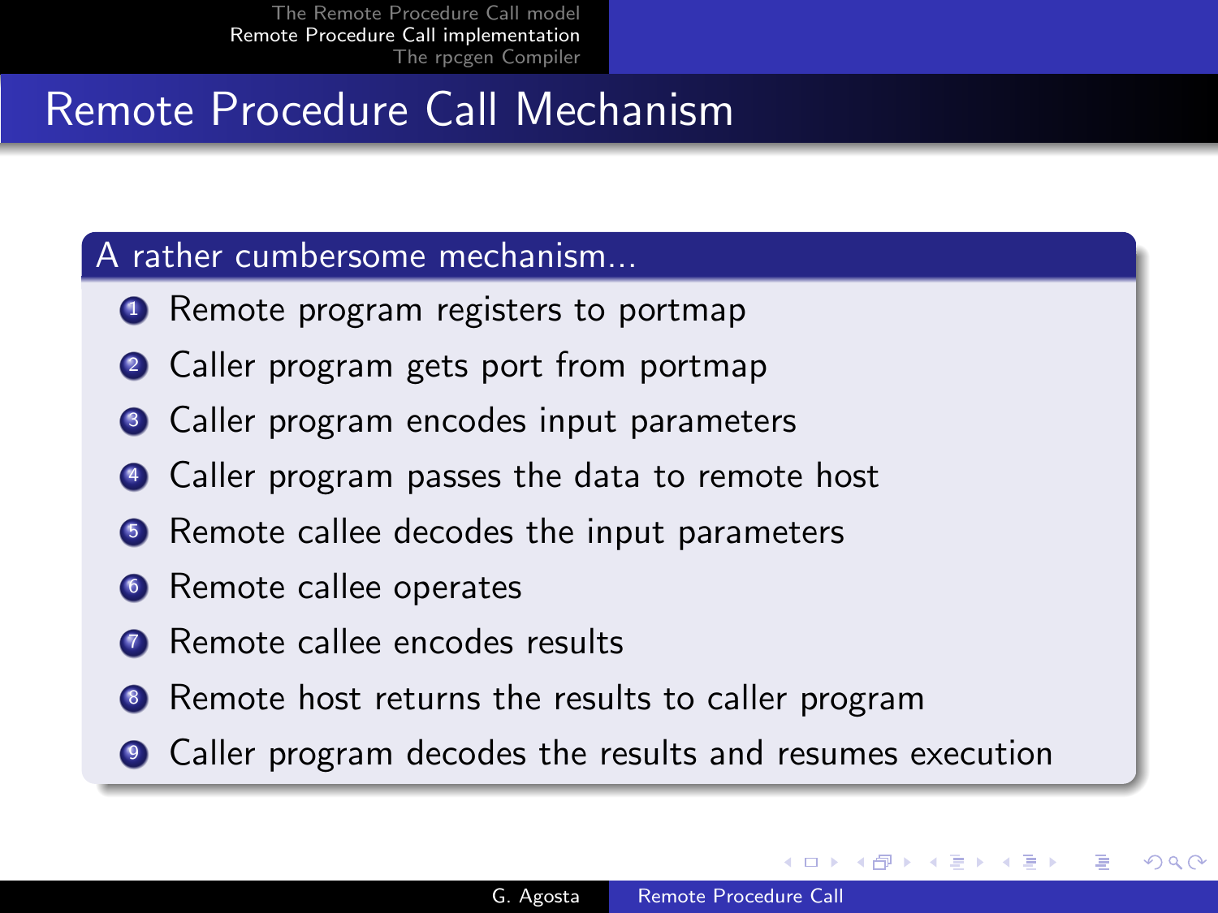# Remote Procedure Call Mechanism

## A rather cumbersome mechanism...

1. Remote program registers to portmap
2. Caller program gets port from portmap
3. Caller program encodes input parameters
4. Caller program passes the data to remote host
5. Remote callee decodes the input parameters
6. Remote callee operates
7. Remote callee encodes results
8. Remote host returns the results to caller program
9. Caller program decodes the results and resumes execution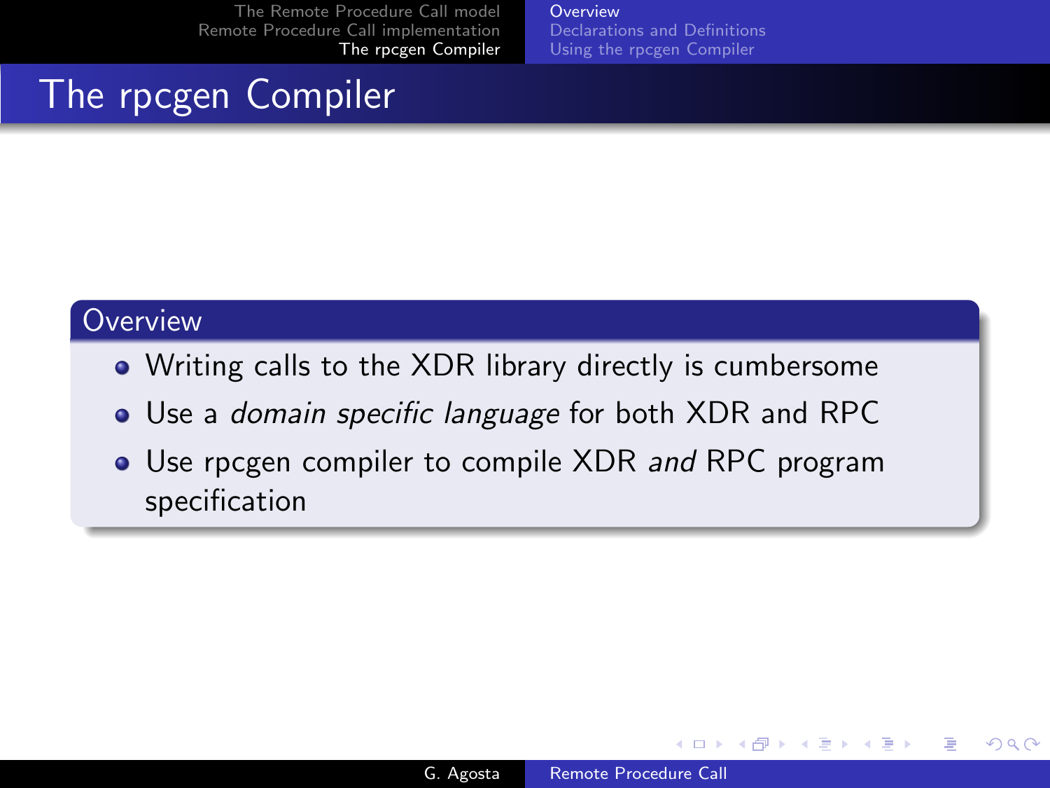# The rpcgen Compiler

## Overview

- Writing calls to the XDR library directly is cumbersome
- Use a *domain specific language* for both XDR and RPC
- Use rpcgen compiler to compile XDR *and* RPC program specification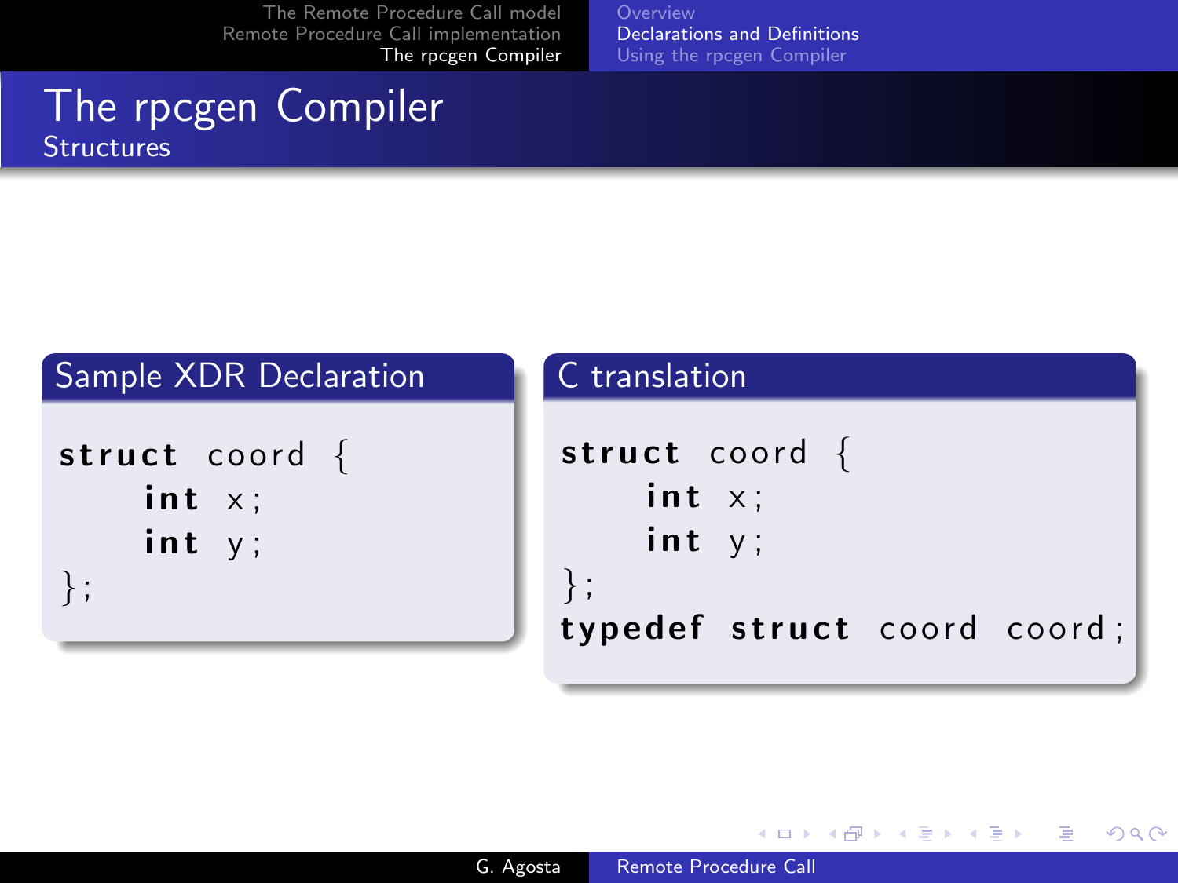# The rpcgen Compiler

## Structures

### Sample XDR Declaration

```
struct coord {
    int x;
    int y;
};
```

### C translation

```
struct coord {
    int x;
    int y;
};
typedef struct coord coord;
```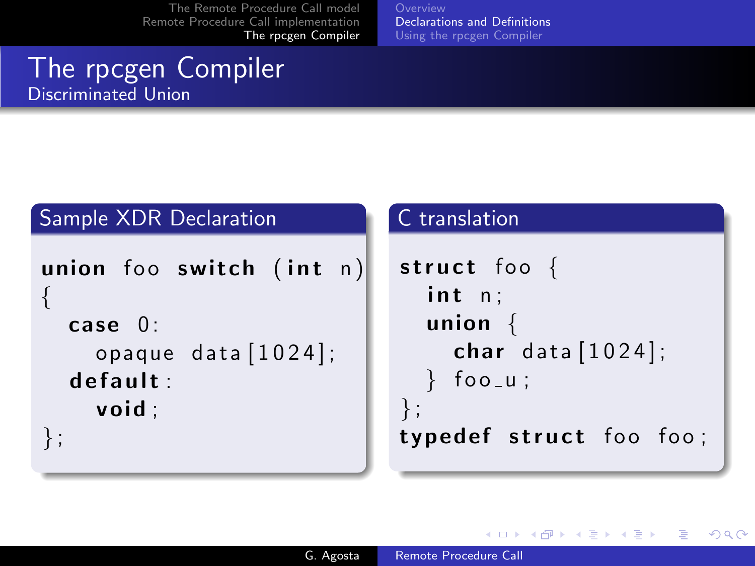# The rpcgen Compiler

## Discriminated Union

### Sample XDR Declaration

```
union foo switch (int n)
{
  case 0:
    opaque data[1024];
  default:
    void;
};
```

### C translation

```
struct foo {
  int n;
  union {
    char data[1024];
  } foo_u;
};
typedef struct foo foo;
```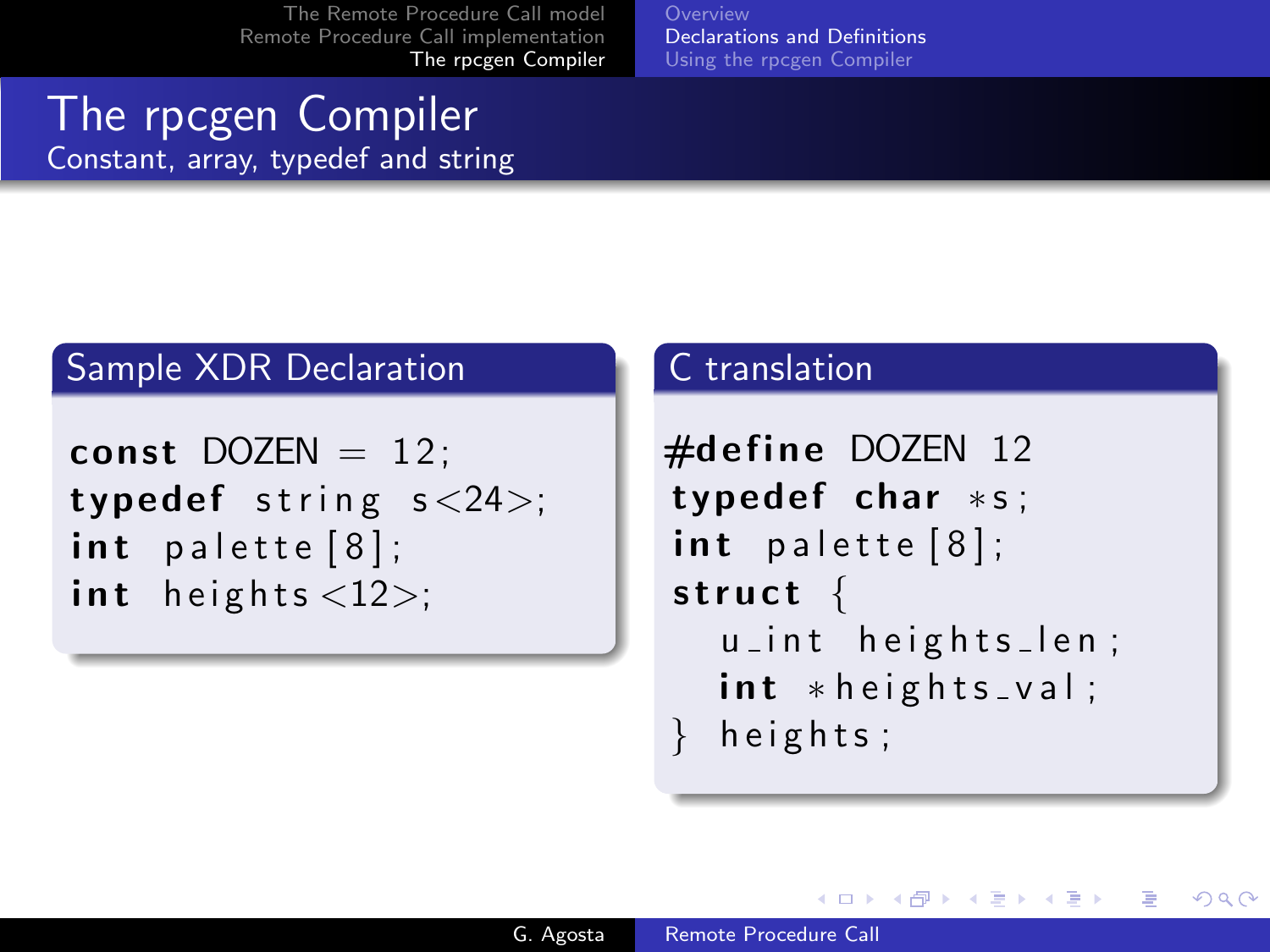# The rpcgen Compiler

## Constant, array, typedef and string

### Sample XDR Declaration

```
const DOZEN = 12;
typedef string s<24>;
int palette[8];
int heights<12>;
```

### C translation

```
#define DOZEN 12
typedef char *s;
int palette[8];
struct {
  u_int heights_len;
  int *heights_val;
} heights;
```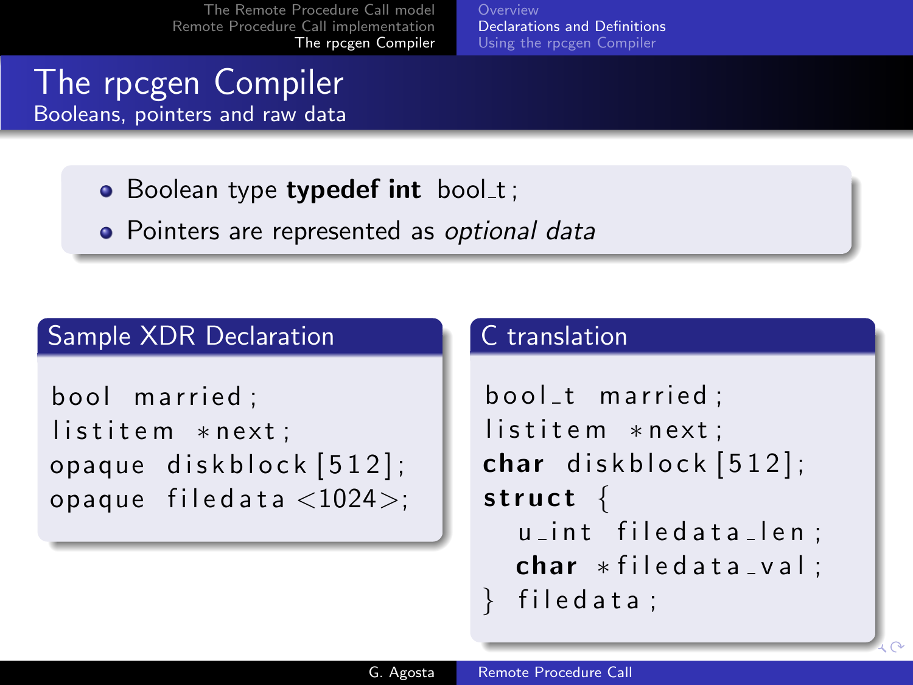# The rpcgen Compiler

## Booleans, pointers and raw data

- Boolean type **typedef int** bool_t;
- Pointers are represented as *optional data*

### Sample XDR Declaration

```
bool married;
listitem *next;
opaque diskblock[512];
opaque filedata<1024>;
```

### C translation

```
bool_t married;
listitem *next;
char diskblock[512];
struct {
  u_int filedata_len;
  char *filedata_val;
} filedata;
```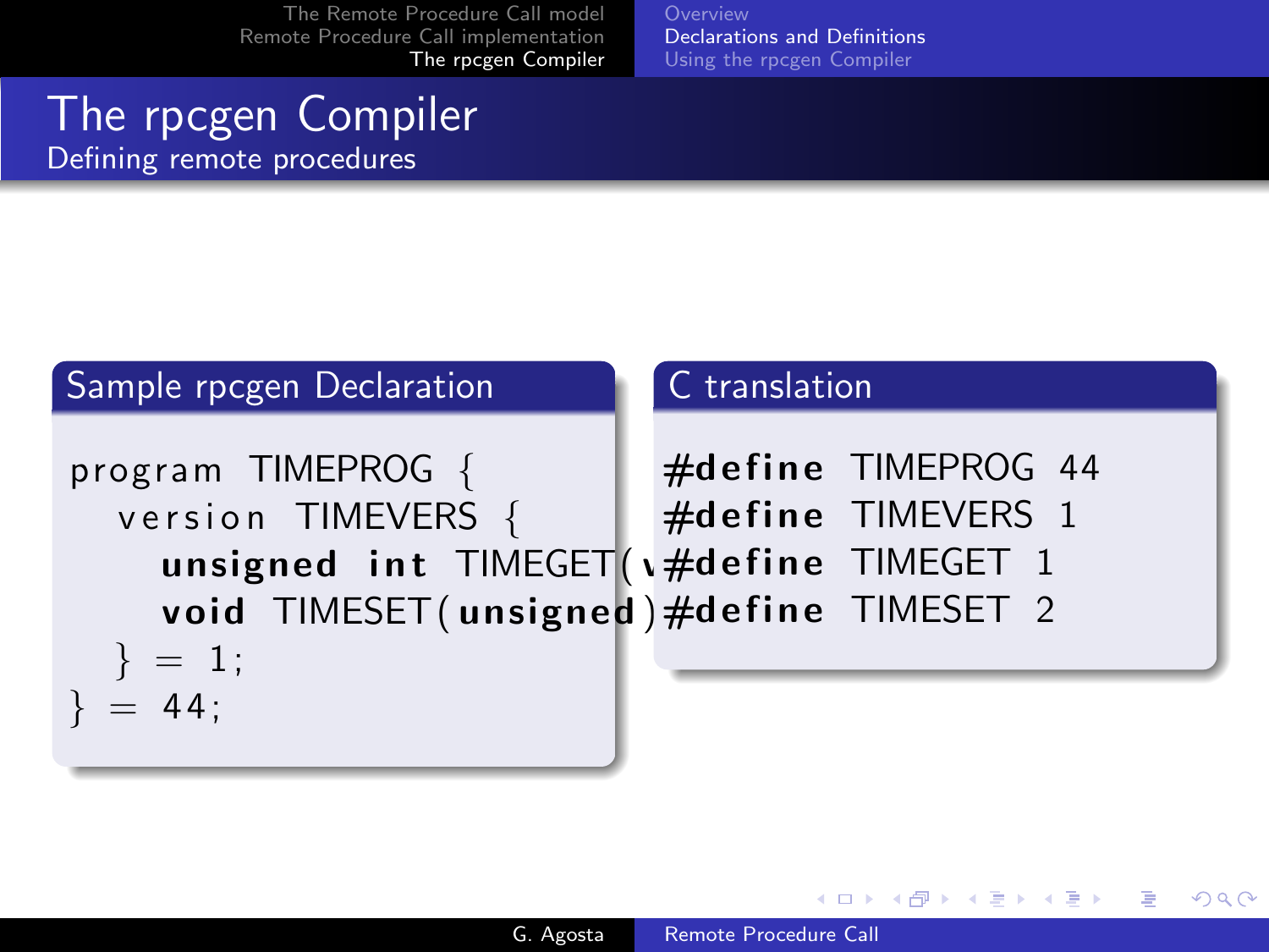# The rpcgen Compiler

## Defining remote procedures

### Sample rpcgen Declaration

```
program TIMEPROG {
  version TIMEVERS {
    unsigned int TIMEGET(v
    void TIMESET(unsigned)
  } = 1;
} = 44;
```

### C translation

```
#define TIMEPROG 44
#define TIMEVERS 1
#define TIMEGET 1
#define TIMESET 2
```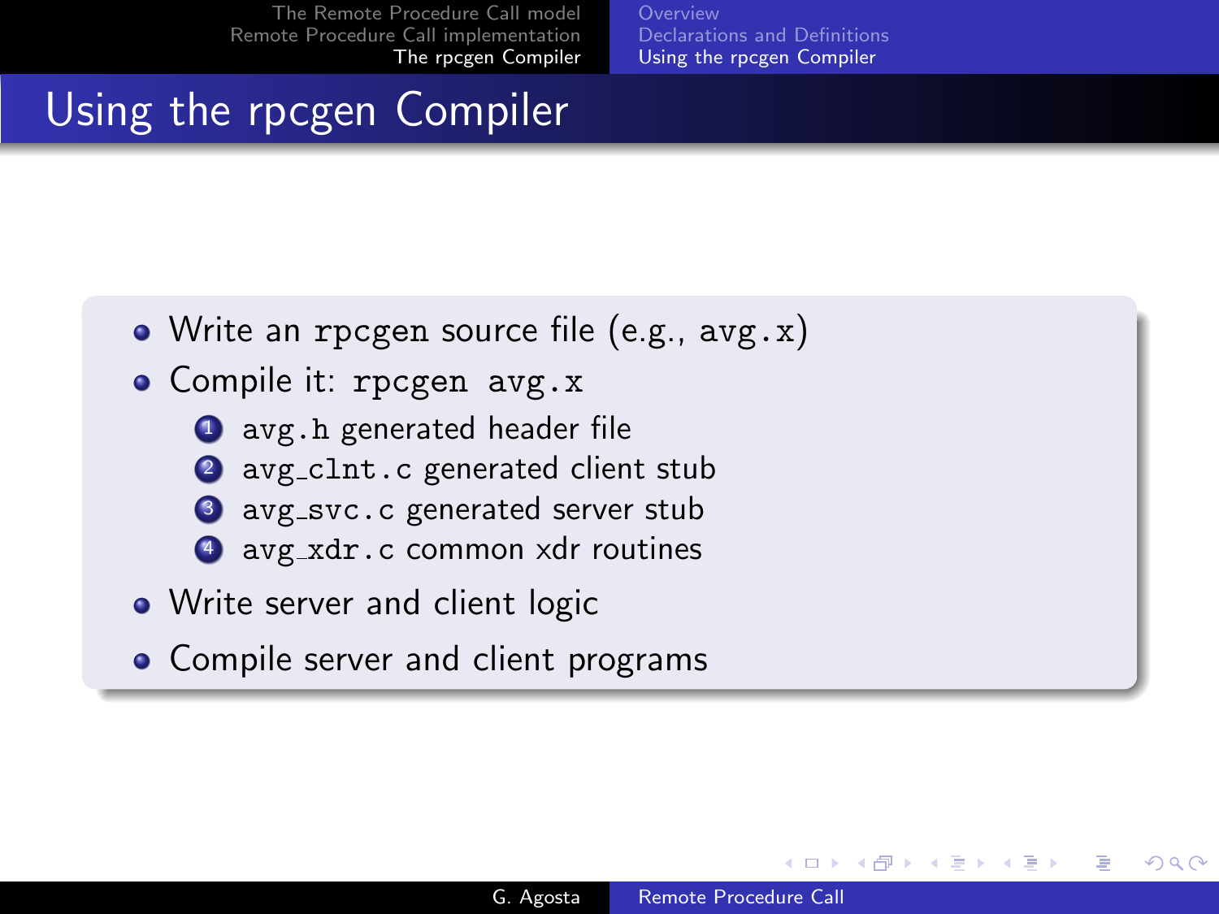# Using the rpcgen Compiler

- Write an `rpcgen` source file (e.g., `avg.x`)
- Compile it: `rpcgen avg.x`
  1. `avg.h` generated header file
  2. `avg_clnt.c` generated client stub
  3. `avg_svc.c` generated server stub
  4. `avg_xdr.c` common xdr routines
- Write server and client logic
- Compile server and client programs